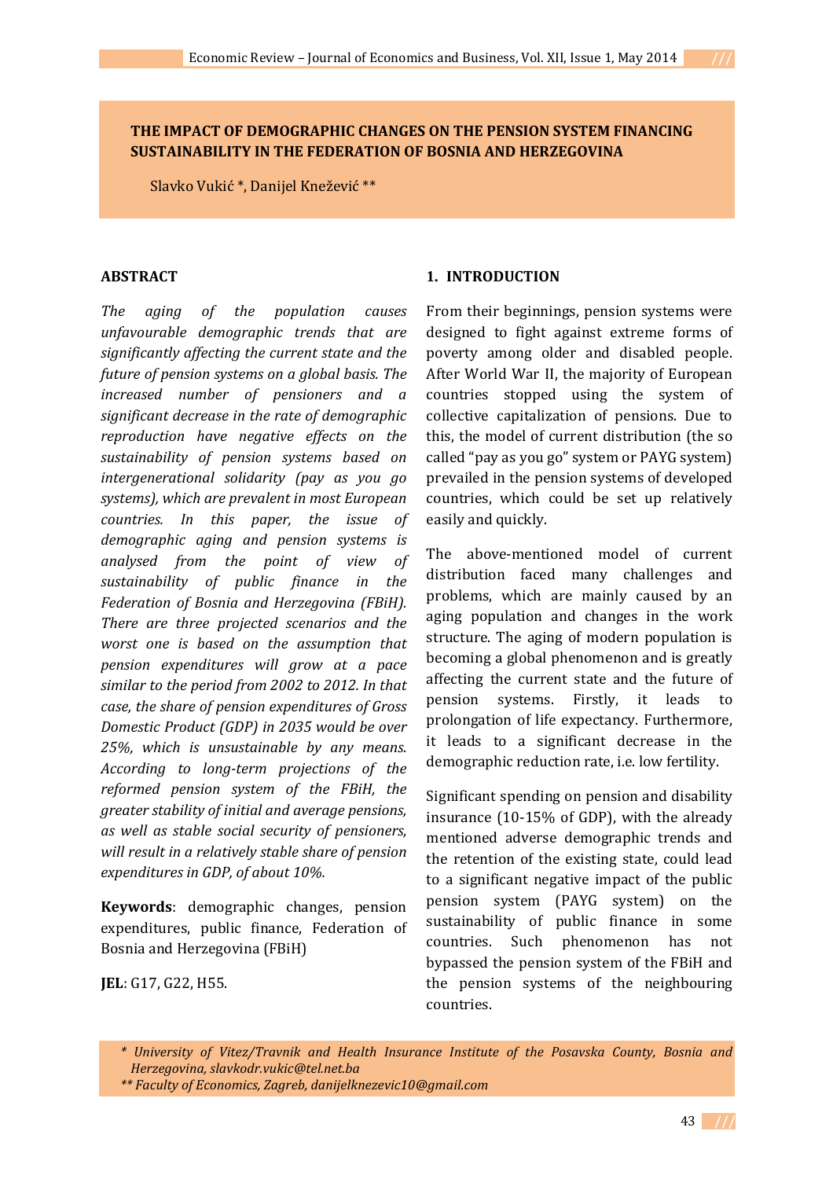# THE IMPACT OF DEMOGRAPHIC CHANGES ON THE PENSION SYSTEM FINANCING SUSTAINABILITY IN THE FEDERATION OF BOSNIA AND HERZEGOVINA

Slavko Vukić *, Danijel Knežević **

## ABSTRACT

*The aging of the population causes unfavourable demographic trends that are significantly affecting the current state and the future of pension systems on a global basis. The increased number of pensioners and a significant decrease in the rate of demographic reproduction have negative effects on the sustainability of pension systems based on intergenerational solidarity (pay as you go systems), which are prevalent in most European countries. In this paper, the issue of demographic aging and pension systems is analysed from the point of view of sustainability of public finance in the Federation of Bosnia and Herzegovina (FBiH). There are three projected scenarios and the worst one is based on the assumption that pension expenditures will grow at a pace similar to the period from 2002 to 2012. In that case, the share of pension expenditures of Gross Domestic Product (GDP) in 2035 would be over 25%, which is unsustainable by any means. According to long-term projections of the reformed pension system of the FBiH, the greater stability of initial and average pensions, as well as stable social security of pensioners, will result in a relatively stable share of pension expenditures in GDP, of about 10%.*

**Keywords**: demographic changes, pension expenditures, public finance, Federation of Bosnia and Herzegovina (FBiH)

**JEL**: G17, G22, H55.

## 1. INTRODUCTION

From their beginnings, pension systems were designed to fight against extreme forms of poverty among older and disabled people. After World War II, the majority of European countries stopped using the system of collective capitalization of pensions. Due to this, the model of current distribution (the so called "pay as you go" system or PAYG system) prevailed in the pension systems of developed countries, which could be set up relatively easily and quickly.

The above-mentioned model of current distribution faced many challenges and problems, which are mainly caused by an aging population and changes in the work structure. The aging of modern population is becoming a global phenomenon and is greatly affecting the current state and the future of pension systems. Firstly, it leads to prolongation of life expectancy. Furthermore, it leads to a significant decrease in the demographic reduction rate, i.e. low fertility.

Significant spending on pension and disability insurance (10-15% of GDP), with the already mentioned adverse demographic trends and the retention of the existing state, could lead to a significant negative impact of the public pension system (PAYG system) on the sustainability of public finance in some countries. Such phenomenon has not bypassed the pension system of the FBiH and the pension systems of the neighbouring countries.

*\* University of Vitez/Travnik and Health Insurance Institute of the Posavska County, Bosnia and Herzegovina, slavkodr.vukic@tel.net.ba*

*\*\* Faculty of Economics, Zagreb, danijelknezevic10@gmail.com*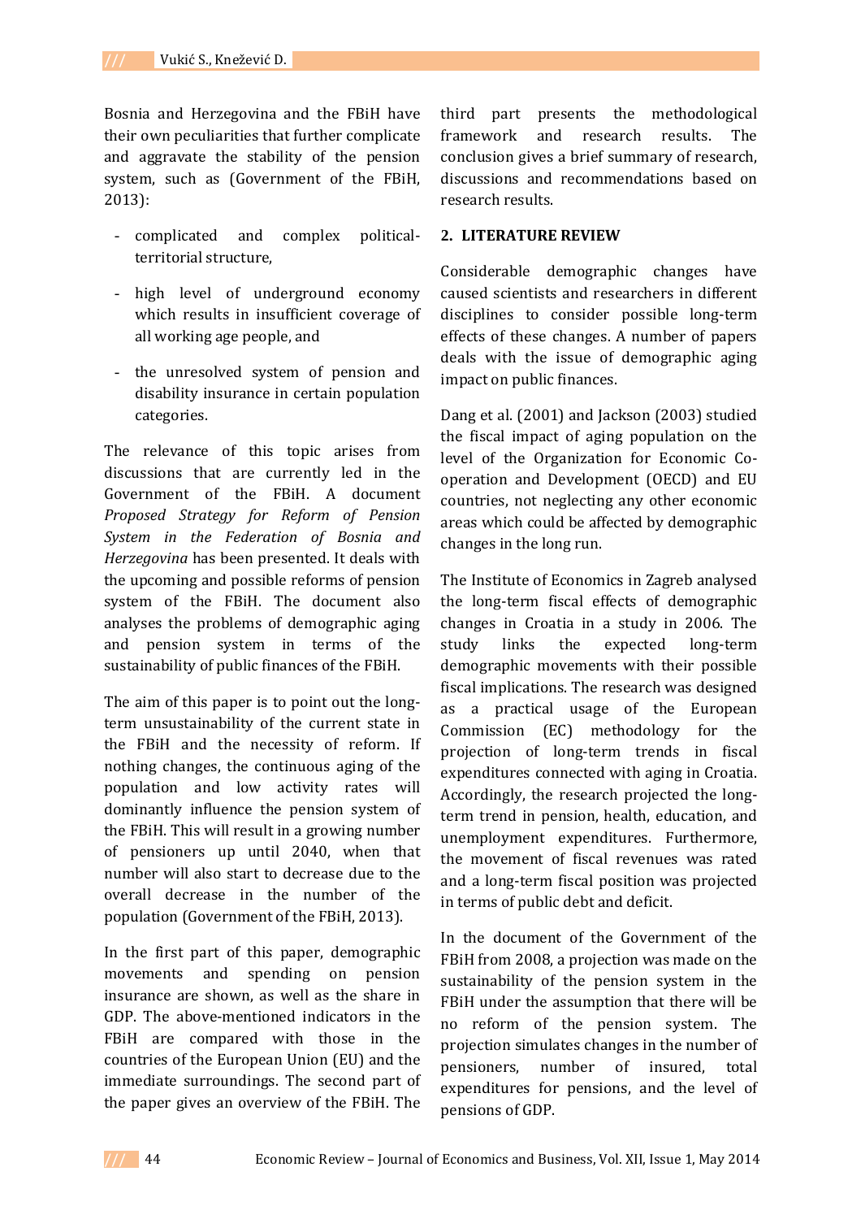Bosnia and Herzegovina and the FBiH have their own peculiarities that further complicate and aggravate the stability of the pension system, such as (Government of the FBiH, 2013):

- complicated and complex political-territorial structure,
- high level of underground economy which results in insufficient coverage of all working age people, and
- the unresolved system of pension and disability insurance in certain population categories.

The relevance of this topic arises from discussions that are currently led in the Government of the FBiH. A document *Proposed Strategy for Reform of Pension System in the Federation of Bosnia and Herzegovina* has been presented. It deals with the upcoming and possible reforms of pension system of the FBiH. The document also analyses the problems of demographic aging and pension system in terms of the sustainability of public finances of the FBiH.

The aim of this paper is to point out the long-term unsustainability of the current state in the FBiH and the necessity of reform. If nothing changes, the continuous aging of the population and low activity rates will dominantly influence the pension system of the FBiH. This will result in a growing number of pensioners up until 2040, when that number will also start to decrease due to the overall decrease in the number of the population (Government of the FBiH, 2013).

In the first part of this paper, demographic movements and spending on pension insurance are shown, as well as the share in GDP. The above-mentioned indicators in the FBiH are compared with those in the countries of the European Union (EU) and the immediate surroundings. The second part of the paper gives an overview of the FBiH. The third part presents the methodological framework and research results. The conclusion gives a brief summary of research, discussions and recommendations based on research results.

## 2. LITERATURE REVIEW

Considerable demographic changes have caused scientists and researchers in different disciplines to consider possible long-term effects of these changes. A number of papers deals with the issue of demographic aging impact on public finances.

Dang et al. (2001) and Jackson (2003) studied the fiscal impact of aging population on the level of the Organization for Economic Co-operation and Development (OECD) and EU countries, not neglecting any other economic areas which could be affected by demographic changes in the long run.

The Institute of Economics in Zagreb analysed the long-term fiscal effects of demographic changes in Croatia in a study in 2006. The study links the expected long-term demographic movements with their possible fiscal implications. The research was designed as a practical usage of the European Commission (EC) methodology for the projection of long-term trends in fiscal expenditures connected with aging in Croatia. Accordingly, the research projected the long-term trend in pension, health, education, and unemployment expenditures. Furthermore, the movement of fiscal revenues was rated and a long-term fiscal position was projected in terms of public debt and deficit.

In the document of the Government of the FBiH from 2008, a projection was made on the sustainability of the pension system in the FBiH under the assumption that there will be no reform of the pension system. The projection simulates changes in the number of pensioners, number of insured, total expenditures for pensions, and the level of pensions of GDP.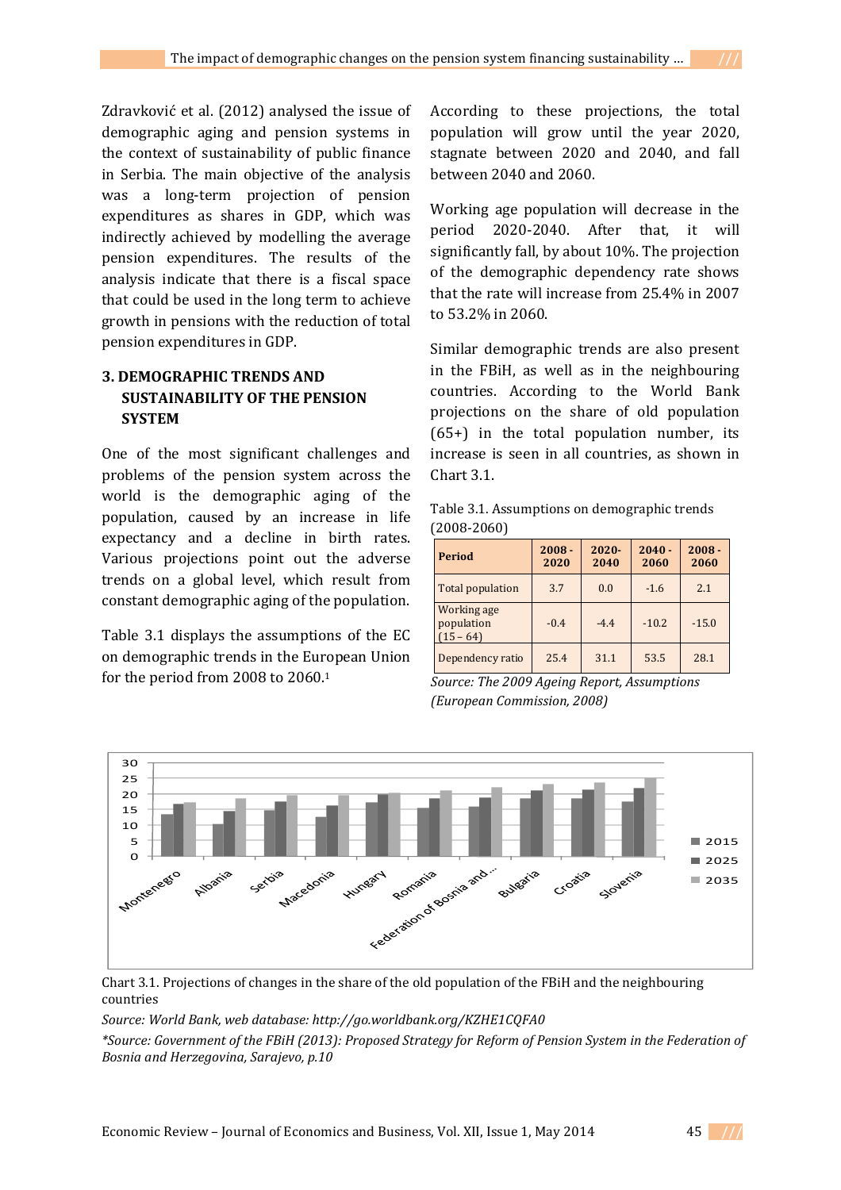Zdravković et al. (2012) analysed the issue of demographic aging and pension systems in the context of sustainability of public finance in Serbia. The main objective of the analysis was a long-term projection of pension expenditures as shares in GDP, which was indirectly achieved by modelling the average pension expenditures. The results of the analysis indicate that there is a fiscal space that could be used in the long term to achieve growth in pensions with the reduction of total pension expenditures in GDP.

## 3. DEMOGRAPHIC TRENDS AND SUSTAINABILITY OF THE PENSION SYSTEM

One of the most significant challenges and problems of the pension system across the world is the demographic aging of the population, caused by an increase in life expectancy and a decline in birth rates. Various projections point out the adverse trends on a global level, which result from constant demographic aging of the population.

Table 3.1 displays the assumptions of the EC on demographic trends in the European Union for the period from 2008 to 2060.[1]

According to these projections, the total population will grow until the year 2020, stagnate between 2020 and 2040, and fall between 2040 and 2060.

Working age population will decrease in the period 2020-2040. After that, it will significantly fall, by about 10%. The projection of the demographic dependency rate shows that the rate will increase from 25.4% in 2007 to 53.2% in 2060.

Similar demographic trends are also present in the FBiH, as well as in the neighbouring countries. According to the World Bank projections on the share of old population (65+) in the total population number, its increase is seen in all countries, as shown in Chart 3.1.

Table 3.1. Assumptions on demographic trends (2008-2060)

| Period | 2008 - 2020 | 2020- 2040 | 2040 - 2060 | 2008 - 2060 |
|---|---|---|---|---|
| Total population | 3.7 | 0.0 | -1.6 | 2.1 |
| Working age population (15 – 64) | -0.4 | -4.4 | -10.2 | -15.0 |
| Dependency ratio | 25.4 | 31.1 | 53.5 | 28.1 |

*Source: The 2009 Ageing Report, Assumptions (European Commission, 2008)*

Chart 3.1. Projections of changes in the share of the old population of the FBiH and the neighbouring countries

*Source: World Bank, web database: http://go.worldbank.org/KZHE1CQFA0*

*\*Source: Government of the FBiH (2013): Proposed Strategy for Reform of Pension System in the Federation of Bosnia and Herzegovina, Sarajevo, p.10*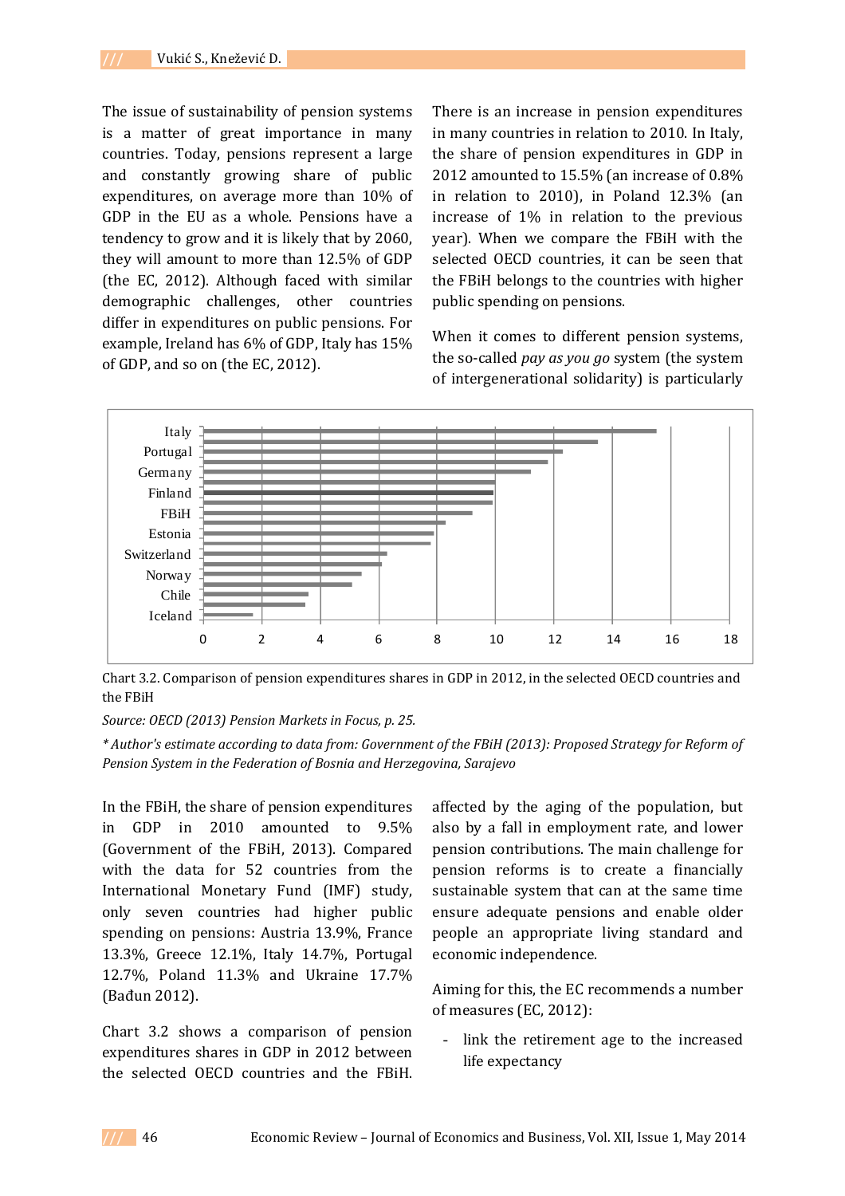The issue of sustainability of pension systems is a matter of great importance in many countries. Today, pensions represent a large and constantly growing share of public expenditures, on average more than 10% of GDP in the EU as a whole. Pensions have a tendency to grow and it is likely that by 2060, they will amount to more than 12.5% of GDP (the EC, 2012). Although faced with similar demographic challenges, other countries differ in expenditures on public pensions. For example, Ireland has 6% of GDP, Italy has 15% of GDP, and so on (the EC, 2012).

There is an increase in pension expenditures in many countries in relation to 2010. In Italy, the share of pension expenditures in GDP in 2012 amounted to 15.5% (an increase of 0.8% in relation to 2010), in Poland 12.3% (an increase of 1% in relation to the previous year). When we compare the FBiH with the selected OECD countries, it can be seen that the FBiH belongs to the countries with higher public spending on pensions.

When it comes to different pension systems, the so-called *pay as you go* system (the system of intergenerational solidarity) is particularly affected by the aging of the population, but also by a fall in employment rate, and lower pension contributions. The main challenge for pension reforms is to create a financially sustainable system that can at the same time ensure adequate pensions and enable older people an appropriate living standard and economic independence.

Chart 3.2. Comparison of pension expenditures shares in GDP in 2012, in the selected OECD countries and the FBiH

*Source: OECD (2013) Pension Markets in Focus, p. 25.*

*\* Author's estimate according to data from: Government of the FBiH (2013): Proposed Strategy for Reform of Pension System in the Federation of Bosnia and Herzegovina, Sarajevo*

In the FBiH, the share of pension expenditures in GDP in 2010 amounted to 9.5% (Government of the FBiH, 2013). Compared with the data for 52 countries from the International Monetary Fund (IMF) study, only seven countries had higher public spending on pensions: Austria 13.9%, France 13.3%, Greece 12.1%, Italy 14.7%, Portugal 12.7%, Poland 11.3% and Ukraine 17.7% (Bađun 2012).

Chart 3.2 shows a comparison of pension expenditures shares in GDP in 2012 between the selected OECD countries and the FBiH.

Aiming for this, the EC recommends a number of measures (EC, 2012):

- link the retirement age to the increased life expectancy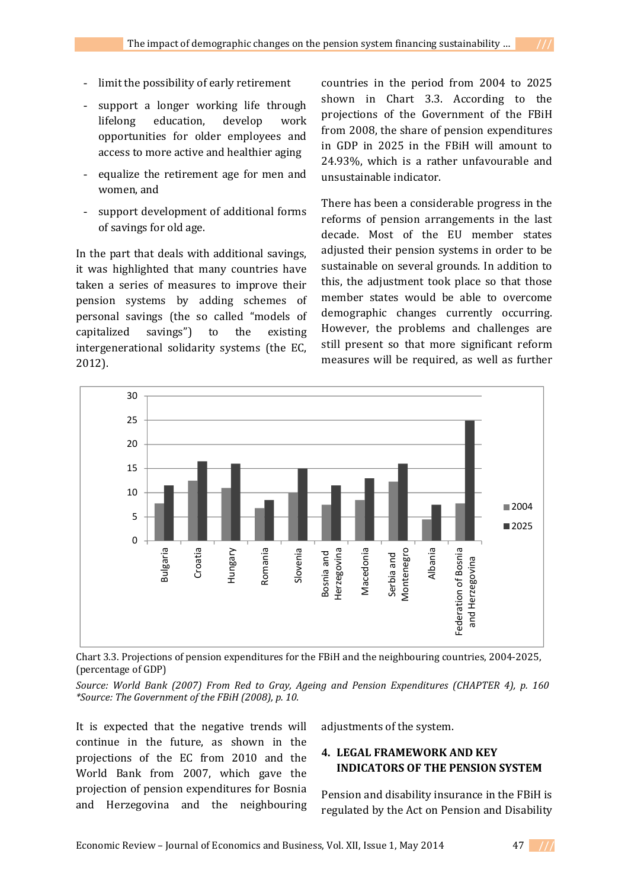- limit the possibility of early retirement
- support a longer working life through lifelong education, develop work opportunities for older employees and access to more active and healthier aging
- equalize the retirement age for men and women, and
- support development of additional forms of savings for old age.

In the part that deals with additional savings, it was highlighted that many countries have taken a series of measures to improve their pension systems by adding schemes of personal savings (the so called "models of capitalized savings") to the existing intergenerational solidarity systems (the EC, 2012).

It is expected that the negative trends will continue in the future, as shown in the projections of the EC from 2010 and the World Bank from 2007, which gave the projection of pension expenditures for Bosnia and Herzegovina and the neighbouring countries in the period from 2004 to 2025 shown in Chart 3.3. According to the projections of the Government of the FBiH from 2008, the share of pension expenditures in GDP in 2025 in the FBiH will amount to 24.93%, which is a rather unfavourable and unsustainable indicator.

There has been a considerable progress in the reforms of pension arrangements in the last decade. Most of the EU member states adjusted their pension systems in order to be sustainable on several grounds. In addition to this, the adjustment took place so that those member states would be able to overcome demographic changes currently occurring. However, the problems and challenges are still present so that more significant reform measures will be required, as well as further adjustments of the system.

Chart 3.3. Projections of pension expenditures for the FBiH and the neighbouring countries, 2004-2025, (percentage of GDP)

*Source: World Bank (2007) From Red to Gray, Ageing and Pension Expenditures (CHAPTER 4), p. 160*
*\*Source: The Government of the FBiH (2008), p. 10.*

## 4. LEGAL FRAMEWORK AND KEY INDICATORS OF THE PENSION SYSTEM

Pension and disability insurance in the FBiH is regulated by the Act on Pension and Disability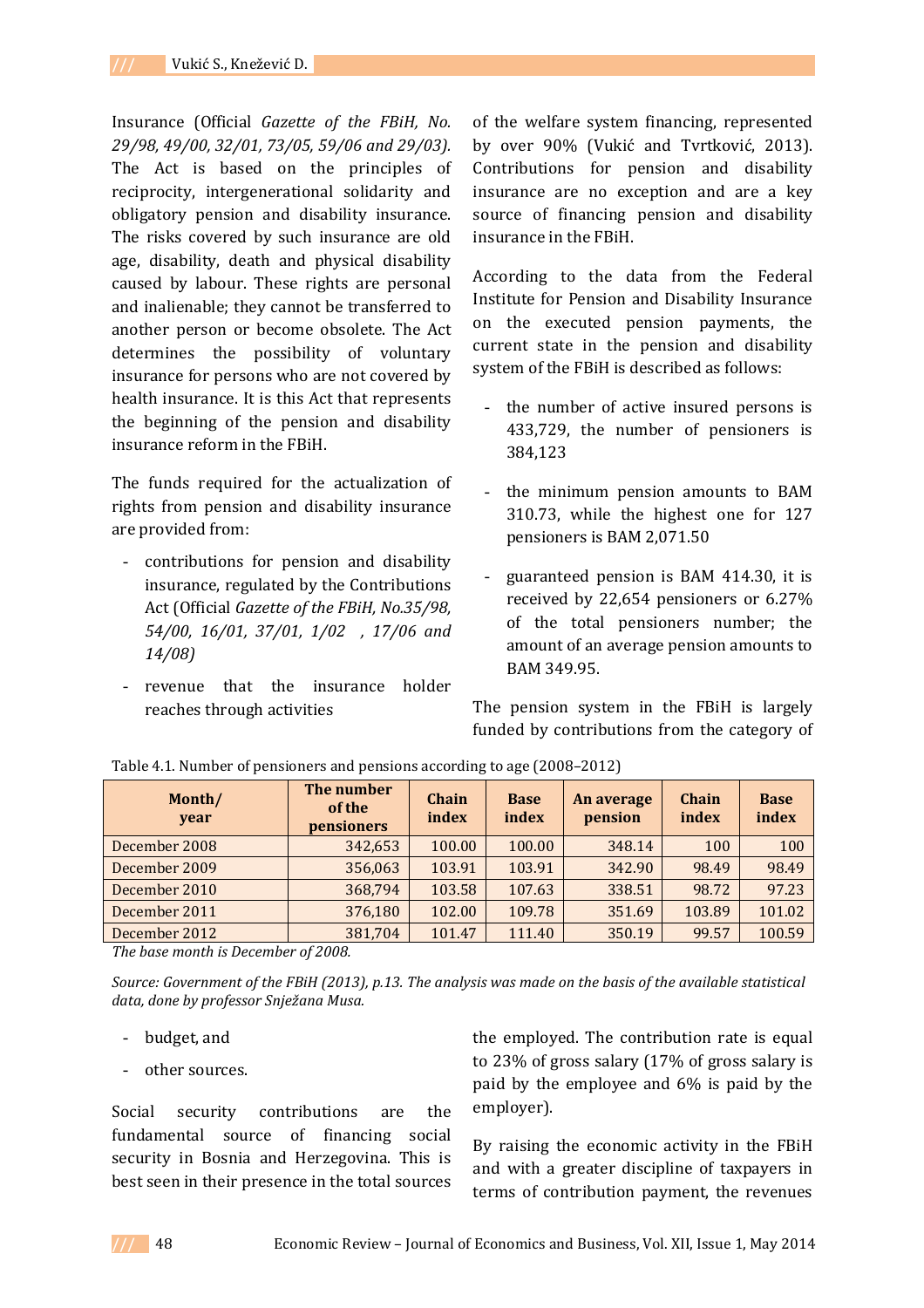Insurance (Official *Gazette of the FBiH, No. 29/98, 49/00, 32/01, 73/05, 59/06 and 29/03).* The Act is based on the principles of reciprocity, intergenerational solidarity and obligatory pension and disability insurance. The risks covered by such insurance are old age, disability, death and physical disability caused by labour. These rights are personal and inalienable; they cannot be transferred to another person or become obsolete. The Act determines the possibility of voluntary insurance for persons who are not covered by health insurance. It is this Act that represents the beginning of the pension and disability insurance reform in the FBiH.

The funds required for the actualization of rights from pension and disability insurance are provided from:

- contributions for pension and disability insurance, regulated by the Contributions Act (Official *Gazette of the FBiH, No.35/98, 54/00, 16/01, 37/01, 1/02 , 17/06 and 14/08)*
- revenue that the insurance holder reaches through activities
- budget, and
- other sources.

Social security contributions are the fundamental source of financing social security in Bosnia and Herzegovina. This is best seen in their presence in the total sources of the welfare system financing, represented by over 90% (Vukić and Tvrtković, 2013). Contributions for pension and disability insurance are no exception and are a key source of financing pension and disability insurance in the FBiH.

According to the data from the Federal Institute for Pension and Disability Insurance on the executed pension payments, the current state in the pension and disability system of the FBiH is described as follows:

- the number of active insured persons is 433,729, the number of pensioners is 384,123
- the minimum pension amounts to BAM 310.73, while the highest one for 127 pensioners is BAM 2,071.50
- guaranteed pension is BAM 414.30, it is received by 22,654 pensioners or 6.27% of the total pensioners number; the amount of an average pension amounts to BAM 349.95.

The pension system in the FBiH is largely funded by contributions from the category of the employed. The contribution rate is equal to 23% of gross salary (17% of gross salary is paid by the employee and 6% is paid by the employer).

By raising the economic activity in the FBiH and with a greater discipline of taxpayers in terms of contribution payment, the revenues

Table 4.1. Number of pensioners and pensions according to age (2008–2012)

| Month/ year | The number of the pensioners | Chain index | Base index | An average pension | Chain index | Base index |
|---|---|---|---|---|---|---|
| December 2008 | 342,653 | 100.00 | 100.00 | 348.14 | 100 | 100 |
| December 2009 | 356,063 | 103.91 | 103.91 | 342.90 | 98.49 | 98.49 |
| December 2010 | 368,794 | 103.58 | 107.63 | 338.51 | 98.72 | 97.23 |
| December 2011 | 376,180 | 102.00 | 109.78 | 351.69 | 103.89 | 101.02 |
| December 2012 | 381,704 | 101.47 | 111.40 | 350.19 | 99.57 | 100.59 |

*The base month is December of 2008.*

*Source: Government of the FBiH (2013), p.13. The analysis was made on the basis of the available statistical data, done by professor Snježana Musa.*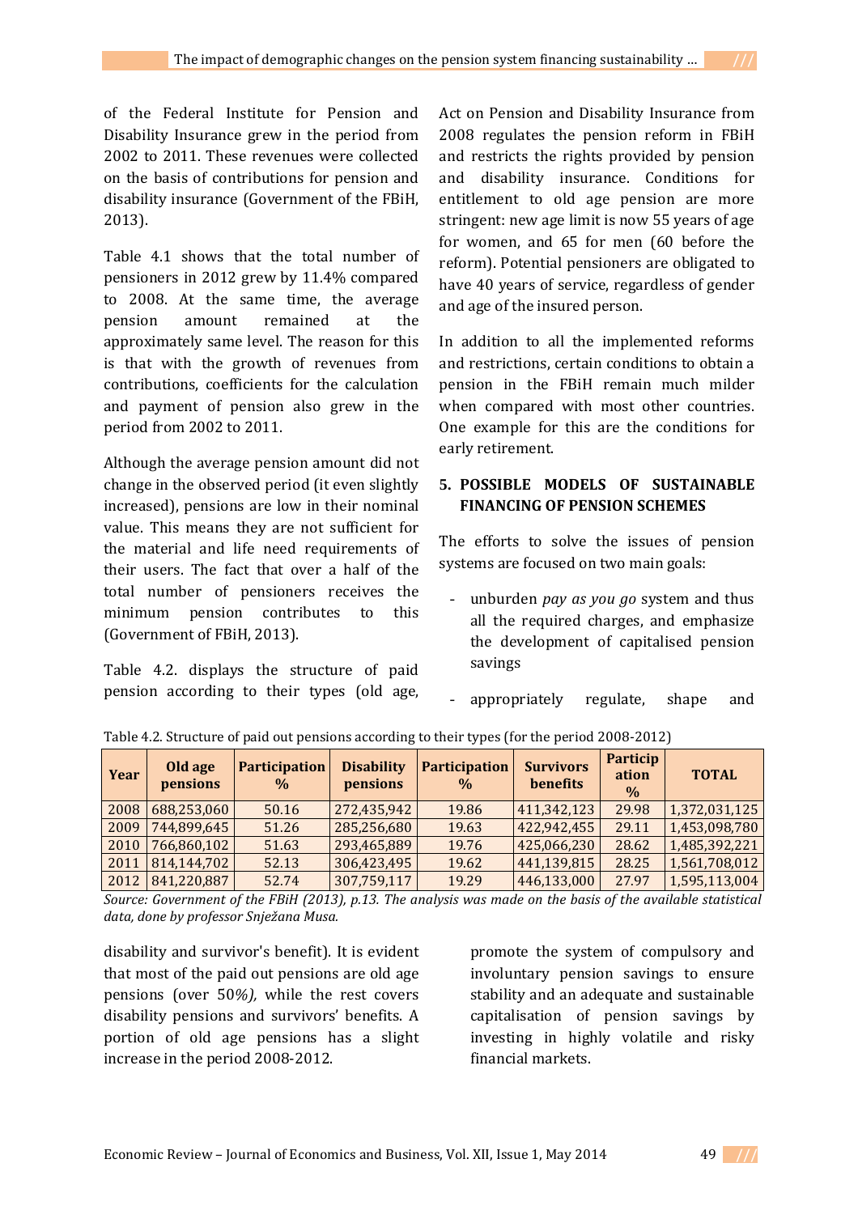of the Federal Institute for Pension and Disability Insurance grew in the period from 2002 to 2011. These revenues were collected on the basis of contributions for pension and disability insurance (Government of the FBiH, 2013).

Table 4.1 shows that the total number of pensioners in 2012 grew by 11.4% compared to 2008. At the same time, the average pension amount remained at the approximately same level. The reason for this is that with the growth of revenues from contributions, coefficients for the calculation and payment of pension also grew in the period from 2002 to 2011.

Although the average pension amount did not change in the observed period (it even slightly increased), pensions are low in their nominal value. This means they are not sufficient for the material and life need requirements of their users. The fact that over a half of the total number of pensioners receives the minimum pension contributes to this (Government of FBiH, 2013).

Table 4.2. displays the structure of paid pension according to their types (old age, disability and survivor's benefit). It is evident that most of the paid out pensions are old age pensions (over 50*%),* while the rest covers disability pensions and survivors' benefits. A portion of old age pensions has a slight increase in the period 2008-2012.

Table 4.2. Structure of paid out pensions according to their types (for the period 2008-2012)

| Year | Old age pensions | Participation % | Disability pensions | Participation % | Survivors benefits | Participation % | TOTAL |
|---|---|---|---|---|---|---|---|
| 2008 | 688,253,060 | 50.16 | 272,435,942 | 19.86 | 411,342,123 | 29.98 | 1,372,031,125 |
| 2009 | 744,899,645 | 51.26 | 285,256,680 | 19.63 | 422,942,455 | 29.11 | 1,453,098,780 |
| 2010 | 766,860,102 | 51.63 | 293,465,889 | 19.76 | 425,066,230 | 28.62 | 1,485,392,221 |
| 2011 | 814,144,702 | 52.13 | 306,423,495 | 19.62 | 441,139,815 | 28.25 | 1,561,708,012 |
| 2012 | 841,220,887 | 52.74 | 307,759,117 | 19.29 | 446,133,000 | 27.97 | 1,595,113,004 |

*Source: Government of the FBiH (2013), p.13. The analysis was made on the basis of the available statistical data, done by professor Snježana Musa.*

Act on Pension and Disability Insurance from 2008 regulates the pension reform in FBiH and restricts the rights provided by pension and disability insurance. Conditions for entitlement to old age pension are more stringent: new age limit is now 55 years of age for women, and 65 for men (60 before the reform). Potential pensioners are obligated to have 40 years of service, regardless of gender and age of the insured person.

In addition to all the implemented reforms and restrictions, certain conditions to obtain a pension in the FBiH remain much milder when compared with most other countries. One example for this are the conditions for early retirement.

## 5. POSSIBLE MODELS OF SUSTAINABLE FINANCING OF PENSION SCHEMES

The efforts to solve the issues of pension systems are focused on two main goals:

- unburden *pay as you go* system and thus all the required charges, and emphasize the development of capitalised pension savings
- appropriately regulate, shape and promote the system of compulsory and involuntary pension savings to ensure stability and an adequate and sustainable capitalisation of pension savings by investing in highly volatile and risky financial markets.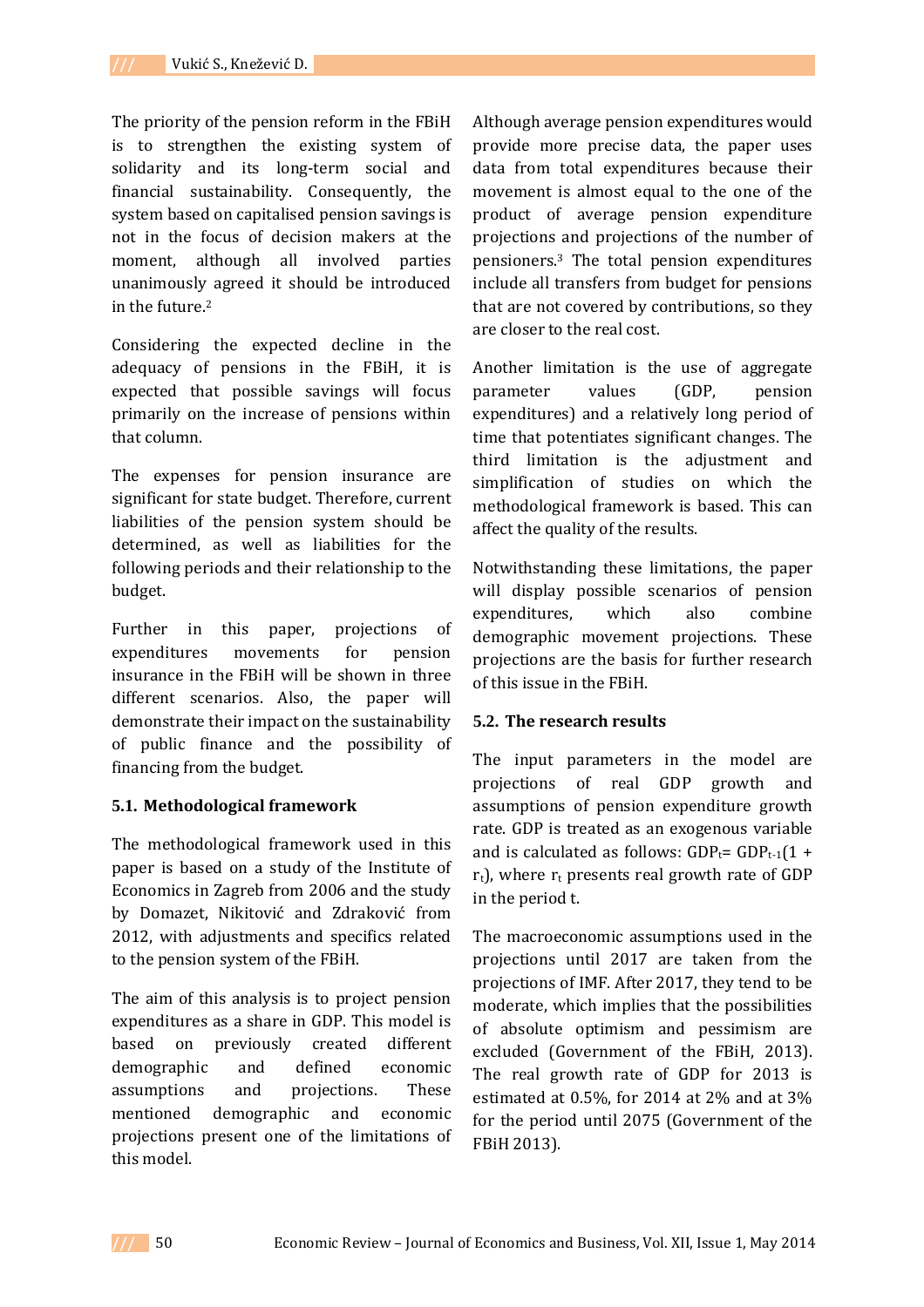The priority of the pension reform in the FBiH is to strengthen the existing system of solidarity and its long-term social and financial sustainability. Consequently, the system based on capitalised pension savings is not in the focus of decision makers at the moment, although all involved parties unanimously agreed it should be introduced in the future.[2]

Considering the expected decline in the adequacy of pensions in the FBiH, it is expected that possible savings will focus primarily on the increase of pensions within that column.

The expenses for pension insurance are significant for state budget. Therefore, current liabilities of the pension system should be determined, as well as liabilities for the following periods and their relationship to the budget.

Further in this paper, projections of expenditures movements for pension insurance in the FBiH will be shown in three different scenarios. Also, the paper will demonstrate their impact on the sustainability of public finance and the possibility of financing from the budget.

### 5.1. Methodological framework

The methodological framework used in this paper is based on a study of the Institute of Economics in Zagreb from 2006 and the study by Domazet, Nikitović and Zdraković from 2012, with adjustments and specifics related to the pension system of the FBiH.

The aim of this analysis is to project pension expenditures as a share in GDP. This model is based on previously created different demographic and defined economic assumptions and projections. These mentioned demographic and economic projections present one of the limitations of this model.

Although average pension expenditures would provide more precise data, the paper uses data from total expenditures because their movement is almost equal to the one of the product of average pension expenditure projections and projections of the number of pensioners.[3] The total pension expenditures include all transfers from budget for pensions that are not covered by contributions, so they are closer to the real cost.

Another limitation is the use of aggregate parameter values (GDP, pension expenditures) and a relatively long period of time that potentiates significant changes. The third limitation is the adjustment and simplification of studies on which the methodological framework is based. This can affect the quality of the results.

Notwithstanding these limitations, the paper will display possible scenarios of pension expenditures, which also combine demographic movement projections. These projections are the basis for further research of this issue in the FBiH.

### 5.2. The research results

The input parameters in the model are projections of real GDP growth and assumptions of pension expenditure growth rate. GDP is treated as an exogenous variable and is calculated as follows: $GDP_t = GDP_{t-1}(1 + r_t)$, where $r_t$ presents real growth rate of GDP in the period t.

The macroeconomic assumptions used in the projections until 2017 are taken from the projections of IMF. After 2017, they tend to be moderate, which implies that the possibilities of absolute optimism and pessimism are excluded (Government of the FBiH, 2013). The real growth rate of GDP for 2013 is estimated at 0.5%, for 2014 at 2% and at 3% for the period until 2075 (Government of the FBiH 2013).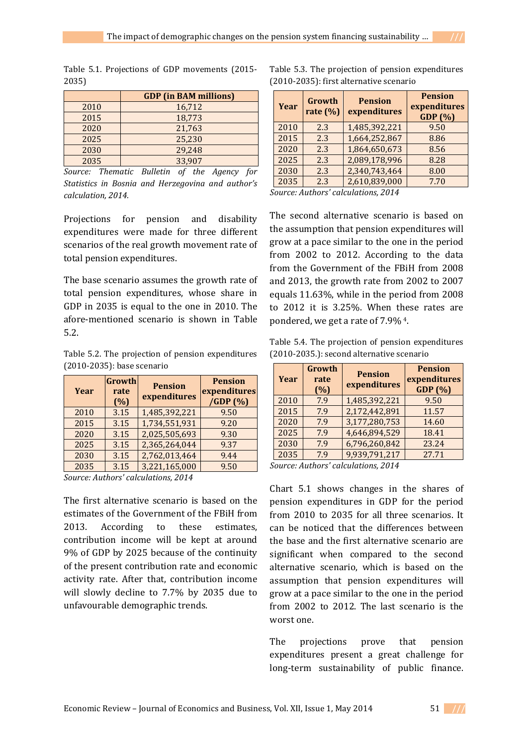Table 5.1. Projections of GDP movements (2015-2035)

| | GDP (in BAM millions) |
|---|---|
| 2010 | 16,712 |
| 2015 | 18,773 |
| 2020 | 21,763 |
| 2025 | 25,230 |
| 2030 | 29,248 |
| 2035 | 33,907 |

*Source: Thematic Bulletin of the Agency for Statistics in Bosnia and Herzegovina and author's calculation, 2014.*

Projections for pension and disability expenditures were made for three different scenarios of the real growth movement rate of total pension expenditures.

The base scenario assumes the growth rate of total pension expenditures, whose share in GDP in 2035 is equal to the one in 2010. The afore-mentioned scenario is shown in Table 5.2.

Table 5.2. The projection of pension expenditures (2010-2035): base scenario

| Year | Growth rate (%) | Pension expenditures | Pension expenditures /GDP (%) |
|---|---|---|---|
| 2010 | 3.15 | 1,485,392,221 | 9.50 |
| 2015 | 3.15 | 1,734,551,931 | 9.20 |
| 2020 | 3.15 | 2,025,505,693 | 9.30 |
| 2025 | 3.15 | 2,365,264,044 | 9.37 |
| 2030 | 3.15 | 2,762,013,464 | 9.44 |
| 2035 | 3.15 | 3,221,165,000 | 9.50 |

*Source: Authors' calculations, 2014*

The first alternative scenario is based on the estimates of the Government of the FBiH from 2013. According to these estimates, contribution income will be kept at around 9% of GDP by 2025 because of the continuity of the present contribution rate and economic activity rate. After that, contribution income will slowly decline to 7.7% by 2035 due to unfavourable demographic trends.

Table 5.3. The projection of pension expenditures (2010-2035): first alternative scenario

| Year | Growth rate (%) | Pension expenditures | Pension expenditures GDP (%) |
|---|---|---|---|
| 2010 | 2.3 | 1,485,392,221 | 9.50 |
| 2015 | 2.3 | 1,664,252,867 | 8.86 |
| 2020 | 2.3 | 1,864,650,673 | 8.56 |
| 2025 | 2.3 | 2,089,178,996 | 8.28 |
| 2030 | 2.3 | 2,340,743,464 | 8.00 |
| 2035 | 2.3 | 2,610,839,000 | 7.70 |

*Source: Authors' calculations, 2014*

The second alternative scenario is based on the assumption that pension expenditures will grow at a pace similar to the one in the period from 2002 to 2012. According to the data from the Government of the FBiH from 2008 and 2013, the growth rate from 2002 to 2007 equals 11.63%, while in the period from 2008 to 2012 it is 3.25%. When these rates are pondered, we get a rate of 7.9% [4].

Table 5.4. The projection of pension expenditures (2010-2035.): second alternative scenario

| Year | Growth rate (%) | Pension expenditures | Pension expenditures GDP (%) |
|---|---|---|---|
| 2010 | 7.9 | 1,485,392,221 | 9.50 |
| 2015 | 7.9 | 2,172,442,891 | 11.57 |
| 2020 | 7.9 | 3,177,280,753 | 14.60 |
| 2025 | 7.9 | 4,646,894,529 | 18.41 |
| 2030 | 7.9 | 6,796,260,842 | 23.24 |
| 2035 | 7.9 | 9,939,791,217 | 27.71 |

*Source: Authors' calculations, 2014*

Chart 5.1 shows changes in the shares of pension expenditures in GDP for the period from 2010 to 2035 for all three scenarios. It can be noticed that the differences between the base and the first alternative scenario are significant when compared to the second alternative scenario, which is based on the assumption that pension expenditures will grow at a pace similar to the one in the period from 2002 to 2012. The last scenario is the worst one.

The projections prove that pension expenditures present a great challenge for long-term sustainability of public finance.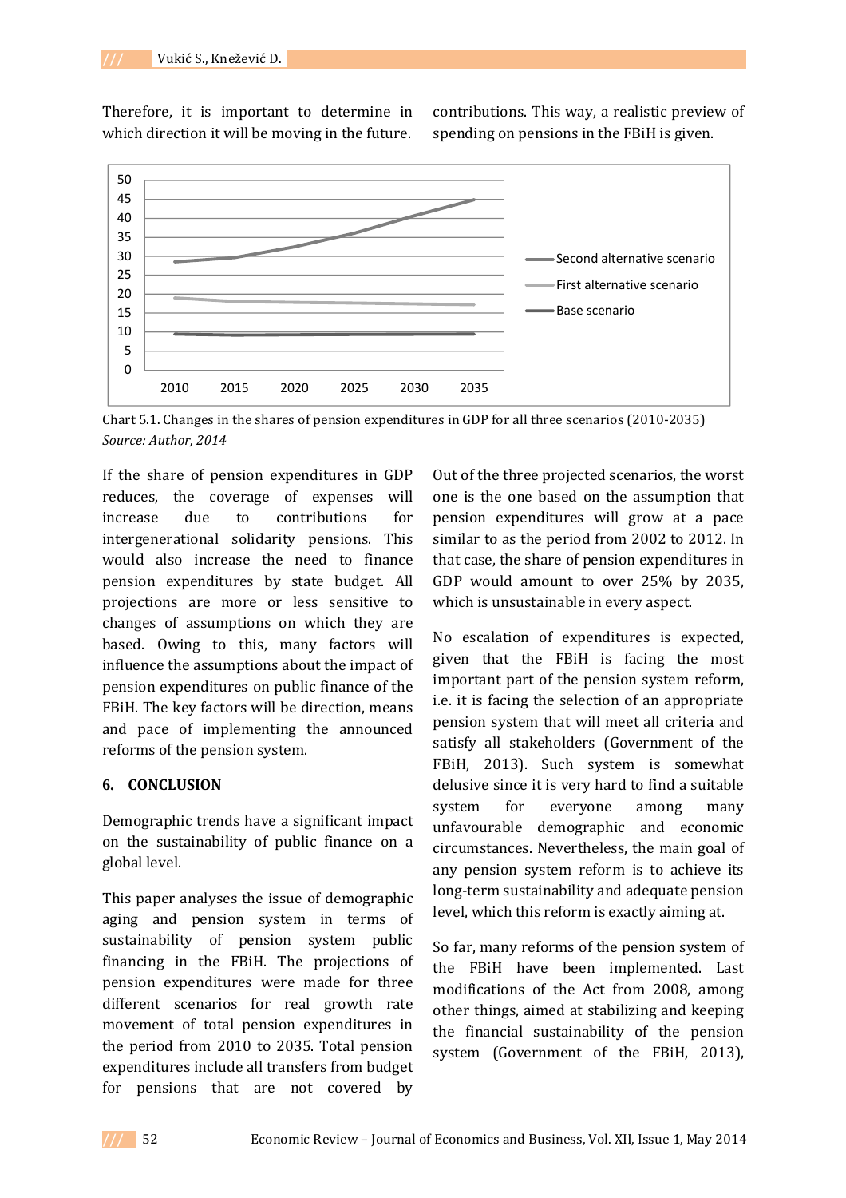Therefore, it is important to determine in which direction it will be moving in the future. contributions. This way, a realistic preview of spending on pensions in the FBiH is given.

Chart 5.1. Changes in the shares of pension expenditures in GDP for all three scenarios (2010-2035)
*Source: Author, 2014*

If the share of pension expenditures in GDP reduces, the coverage of expenses will increase due to contributions for intergenerational solidarity pensions. This would also increase the need to finance pension expenditures by state budget. All projections are more or less sensitive to changes of assumptions on which they are based. Owing to this, many factors will influence the assumptions about the impact of pension expenditures on public finance of the FBiH. The key factors will be direction, means and pace of implementing the announced reforms of the pension system.

## 6. CONCLUSION

Demographic trends have a significant impact on the sustainability of public finance on a global level.

This paper analyses the issue of demographic aging and pension system in terms of sustainability of pension system public financing in the FBiH. The projections of pension expenditures were made for three different scenarios for real growth rate movement of total pension expenditures in the period from 2010 to 2035. Total pension expenditures include all transfers from budget for pensions that are not covered by

Out of the three projected scenarios, the worst one is the one based on the assumption that pension expenditures will grow at a pace similar to as the period from 2002 to 2012. In that case, the share of pension expenditures in GDP would amount to over 25% by 2035, which is unsustainable in every aspect.

No escalation of expenditures is expected, given that the FBiH is facing the most important part of the pension system reform, i.e. it is facing the selection of an appropriate pension system that will meet all criteria and satisfy all stakeholders (Government of the FBiH, 2013). Such system is somewhat delusive since it is very hard to find a suitable system for everyone among many unfavourable demographic and economic circumstances. Nevertheless, the main goal of any pension system reform is to achieve its long-term sustainability and adequate pension level, which this reform is exactly aiming at.

So far, many reforms of the pension system of the FBiH have been implemented. Last modifications of the Act from 2008, among other things, aimed at stabilizing and keeping the financial sustainability of the pension system (Government of the FBiH, 2013),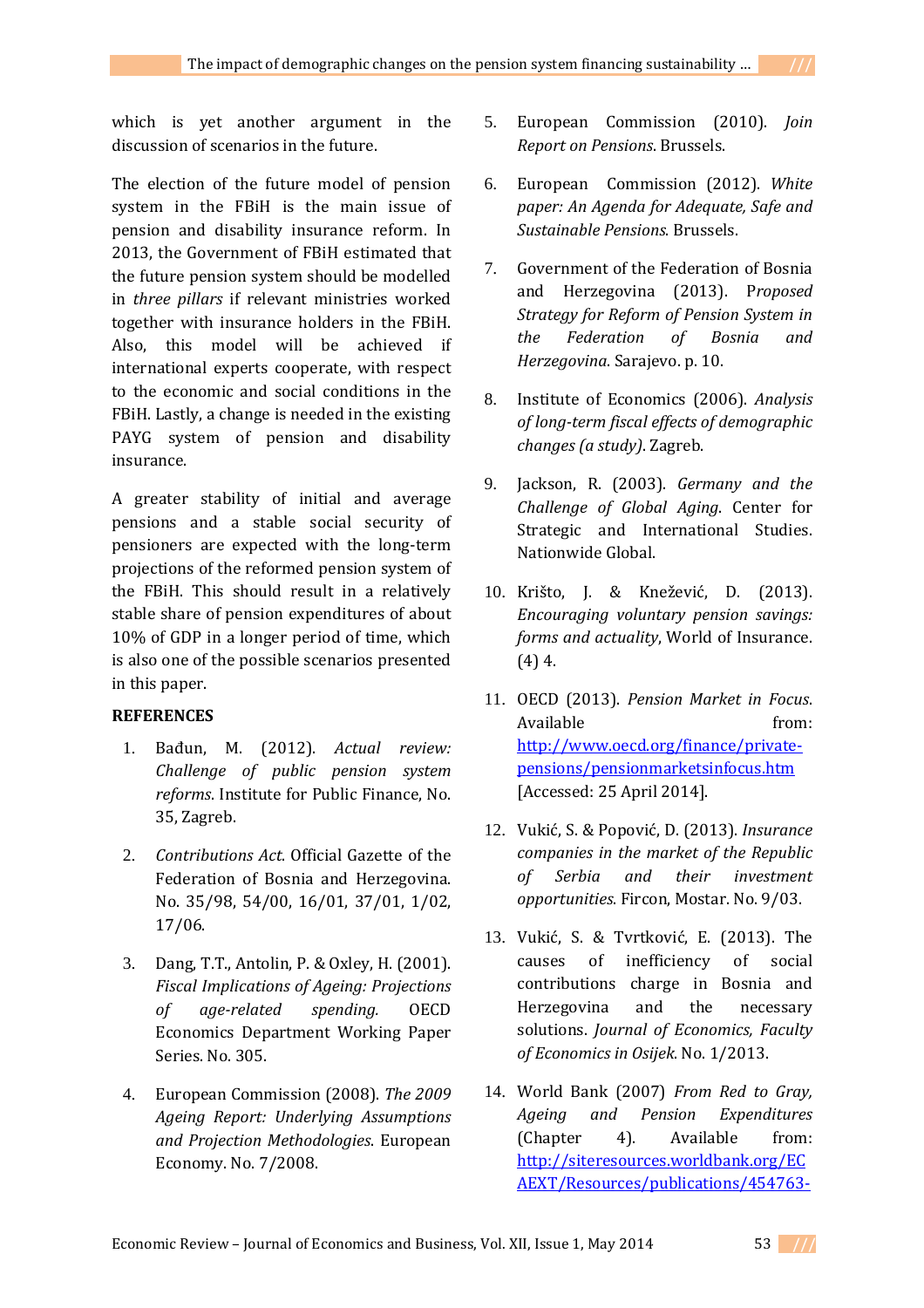which is yet another argument in the discussion of scenarios in the future.

The election of the future model of pension system in the FBiH is the main issue of pension and disability insurance reform. In 2013, the Government of FBiH estimated that the future pension system should be modelled in *three pillars* if relevant ministries worked together with insurance holders in the FBiH. Also, this model will be achieved if international experts cooperate, with respect to the economic and social conditions in the FBiH. Lastly, a change is needed in the existing PAYG system of pension and disability insurance.

A greater stability of initial and average pensions and a stable social security of pensioners are expected with the long-term projections of the reformed pension system of the FBiH. This should result in a relatively stable share of pension expenditures of about 10% of GDP in a longer period of time, which is also one of the possible scenarios presented in this paper.

**REFERENCES**

1. Bađun, M. (2012). *Actual review: Challenge of public pension system reforms*. Institute for Public Finance, No. 35, Zagreb.

2. *Contributions Act*. Official Gazette of the Federation of Bosnia and Herzegovina. No. 35/98, 54/00, 16/01, 37/01, 1/02, 17/06.

3. Dang, T.T., Antolin, P. & Oxley, H. (2001). *Fiscal Implications of Ageing: Projections of age-related spending.* OECD Economics Department Working Paper Series. No. 305.

4. European Commission (2008). *The 2009 Ageing Report: Underlying Assumptions and Projection Methodologies*. European Economy. No. 7/2008.

5. European Commission (2010). *Join Report on Pensions*. Brussels.

6. European Commission (2012). *White paper: An Agenda for Adequate, Safe and Sustainable Pensions*. Brussels.

7. Government of the Federation of Bosnia and Herzegovina (2013). *Proposed Strategy for Reform of Pension System in the Federation of Bosnia and Herzegovina*. Sarajevo. p. 10.

8. Institute of Economics (2006). *Analysis of long-term fiscal effects of demographic changes (a study)*. Zagreb.

9. Jackson, R. (2003). *Germany and the Challenge of Global Aging*. Center for Strategic and International Studies. Nationwide Global.

10. Krišto, J. & Knežević, D. (2013). *Encouraging voluntary pension savings: forms and actuality*, World of Insurance. (4) 4.

11. OECD (2013). *Pension Market in Focus*. Available from: http://www.oecd.org/finance/private-pensions/pensionmarketsinfocus.htm [Accessed: 25 April 2014].

12. Vukić, S. & Popović, D. (2013). *Insurance companies in the market of the Republic of Serbia and their investment opportunities*. Fircon, Mostar. No. 9/03.

13. Vukić, S. & Tvrtković, E. (2013). The causes of inefficiency of social contributions charge in Bosnia and Herzegovina and the necessary solutions. *Journal of Economics, Faculty of Economics in Osijek*. No. 1/2013.

14. World Bank (2007) *From Red to Gray, Ageing and Pension Expenditures* (Chapter 4). Available from: http://siteresources.worldbank.org/ECAEXT/Resources/publications/454763-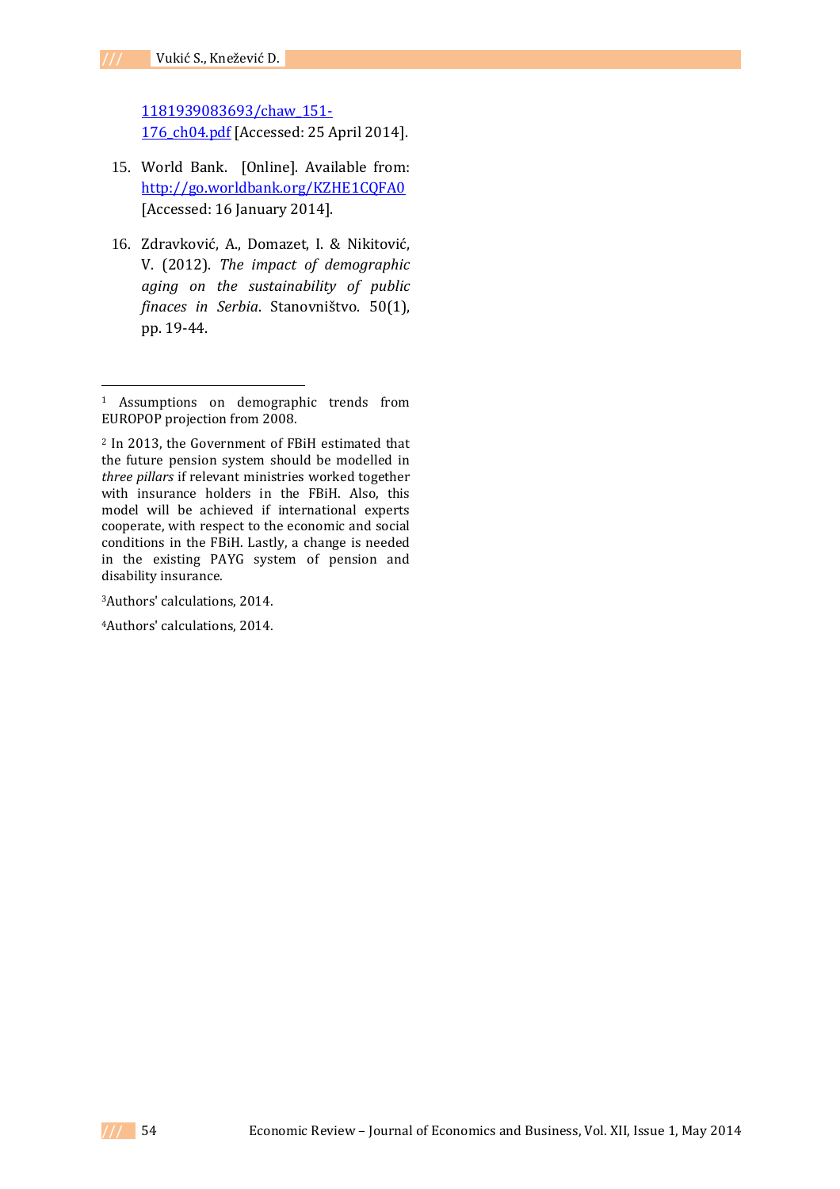1181939083693/chaw_151-176_ch04.pdf [Accessed: 25 April 2014].

15. World Bank. [Online]. Available from: http://go.worldbank.org/KZHE1CQFA0 [Accessed: 16 January 2014].

16. Zdravković, A., Domazet, I. & Nikitović, V. (2012). *The impact of demographic aging on the sustainability of public finaces in Serbia*. Stanovništvo. 50(1), pp. 19-44.

---

[1] Assumptions on demographic trends from EUROPOP projection from 2008.

[2] In 2013, the Government of FBiH estimated that the future pension system should be modelled in *three pillars* if relevant ministries worked together with insurance holders in the FBiH. Also, this model will be achieved if international experts cooperate, with respect to the economic and social conditions in the FBiH. Lastly, a change is needed in the existing PAYG system of pension and disability insurance.

[3] Authors' calculations, 2014.

[4] Authors' calculations, 2014.